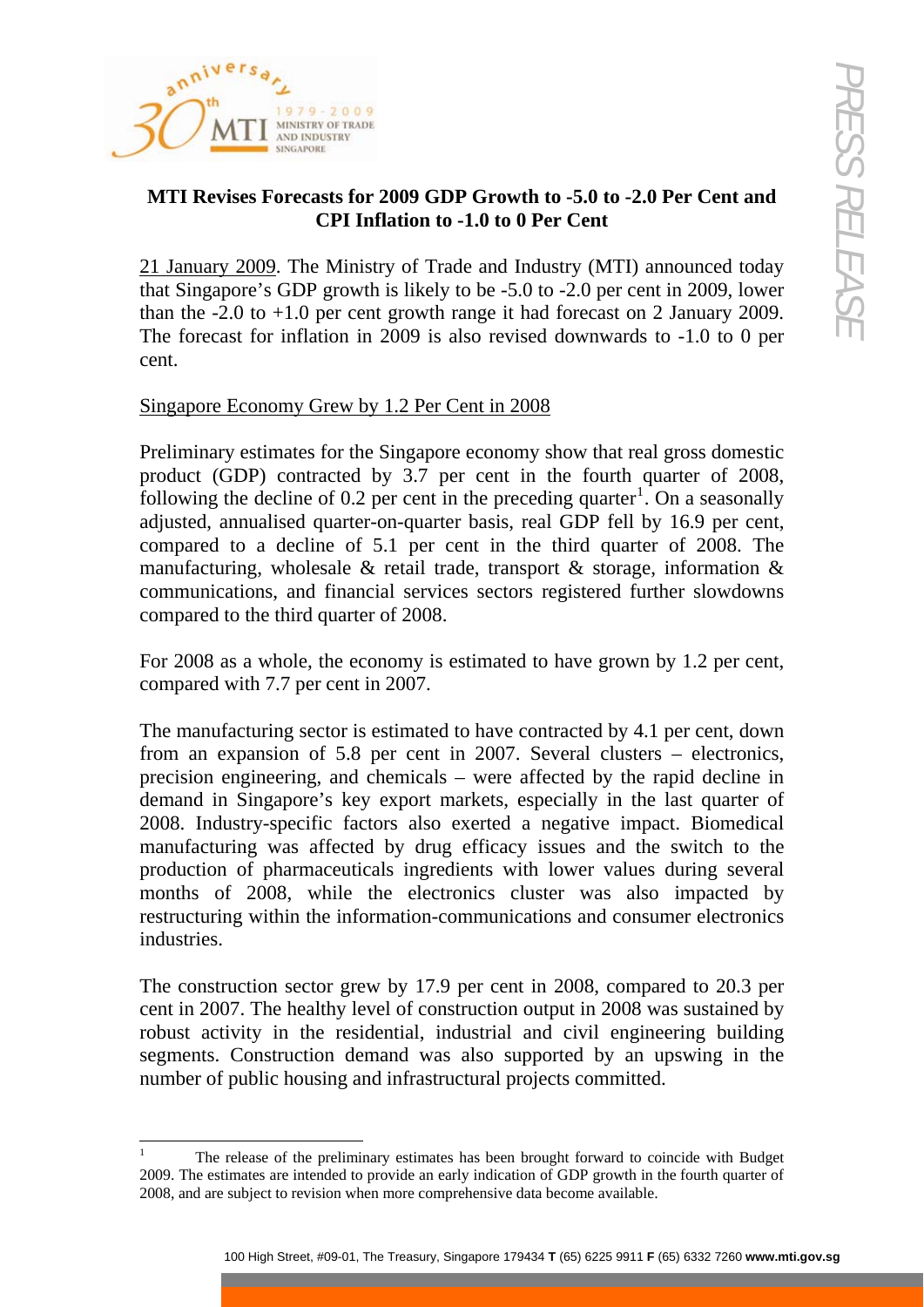# MTI Revises Forecasts for 2009 GDP Growth to -5.0 to -2.0 Per Cent and CPI Inflation to -1.0 to 0 Per Cent

21 January 2009. The Ministry of Trade and Industry (MTI) announced today that Singapore's GDP growth is likely to be -5.0 to -2.0 per cent in 2009, lower than the -2.0 to +1.0 per cent growth range it had forecast on 2 January 2009. The forecast for inflation in 2009 is also revised downwards to -1.0 to 0 per cent.

## Singapore Economy Grew by 1.2 Per Cent in 2008

Preliminary estimates for the Singapore economy show that real gross domestic product (GDP) contracted by 3.7 per cent in the fourth quarter of 2008, following the decline of 0.2 per cent in the preceding quarter[1]. On a seasonally adjusted, annualised quarter-on-quarter basis, real GDP fell by 16.9 per cent, compared to a decline of 5.1 per cent in the third quarter of 2008. The manufacturing, wholesale & retail trade, transport & storage, information & communications, and financial services sectors registered further slowdowns compared to the third quarter of 2008.

For 2008 as a whole, the economy is estimated to have grown by 1.2 per cent, compared with 7.7 per cent in 2007.

The manufacturing sector is estimated to have contracted by 4.1 per cent, down from an expansion of 5.8 per cent in 2007. Several clusters – electronics, precision engineering, and chemicals – were affected by the rapid decline in demand in Singapore's key export markets, especially in the last quarter of 2008. Industry-specific factors also exerted a negative impact. Biomedical manufacturing was affected by drug efficacy issues and the switch to the production of pharmaceuticals ingredients with lower values during several months of 2008, while the electronics cluster was also impacted by restructuring within the information-communications and consumer electronics industries.

The construction sector grew by 17.9 per cent in 2008, compared to 20.3 per cent in 2007. The healthy level of construction output in 2008 was sustained by robust activity in the residential, industrial and civil engineering building segments. Construction demand was also supported by an upswing in the number of public housing and infrastructural projects committed.

[1] The release of the preliminary estimates has been brought forward to coincide with Budget 2009. The estimates are intended to provide an early indication of GDP growth in the fourth quarter of 2008, and are subject to revision when more comprehensive data become available.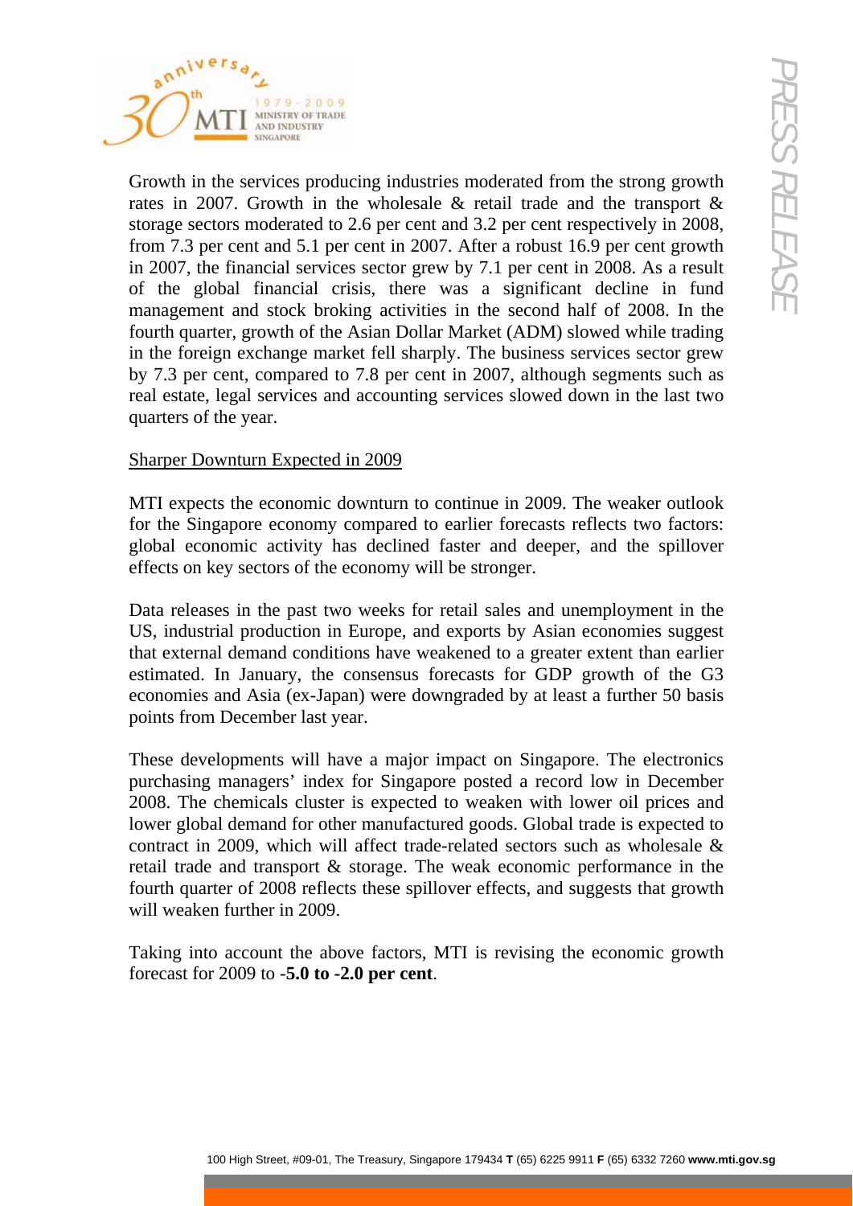Growth in the services producing industries moderated from the strong growth rates in 2007. Growth in the wholesale & retail trade and the transport & storage sectors moderated to 2.6 per cent and 3.2 per cent respectively in 2008, from 7.3 per cent and 5.1 per cent in 2007. After a robust 16.9 per cent growth in 2007, the financial services sector grew by 7.1 per cent in 2008. As a result of the global financial crisis, there was a significant decline in fund management and stock broking activities in the second half of 2008. In the fourth quarter, growth of the Asian Dollar Market (ADM) slowed while trading in the foreign exchange market fell sharply. The business services sector grew by 7.3 per cent, compared to 7.8 per cent in 2007, although segments such as real estate, legal services and accounting services slowed down in the last two quarters of the year.

## Sharper Downturn Expected in 2009

MTI expects the economic downturn to continue in 2009. The weaker outlook for the Singapore economy compared to earlier forecasts reflects two factors: global economic activity has declined faster and deeper, and the spillover effects on key sectors of the economy will be stronger.

Data releases in the past two weeks for retail sales and unemployment in the US, industrial production in Europe, and exports by Asian economies suggest that external demand conditions have weakened to a greater extent than earlier estimated. In January, the consensus forecasts for GDP growth of the G3 economies and Asia (ex-Japan) were downgraded by at least a further 50 basis points from December last year.

These developments will have a major impact on Singapore. The electronics purchasing managers' index for Singapore posted a record low in December 2008. The chemicals cluster is expected to weaken with lower oil prices and lower global demand for other manufactured goods. Global trade is expected to contract in 2009, which will affect trade-related sectors such as wholesale & retail trade and transport & storage. The weak economic performance in the fourth quarter of 2008 reflects these spillover effects, and suggests that growth will weaken further in 2009.

Taking into account the above factors, MTI is revising the economic growth forecast for 2009 to **-5.0 to -2.0 per cent**.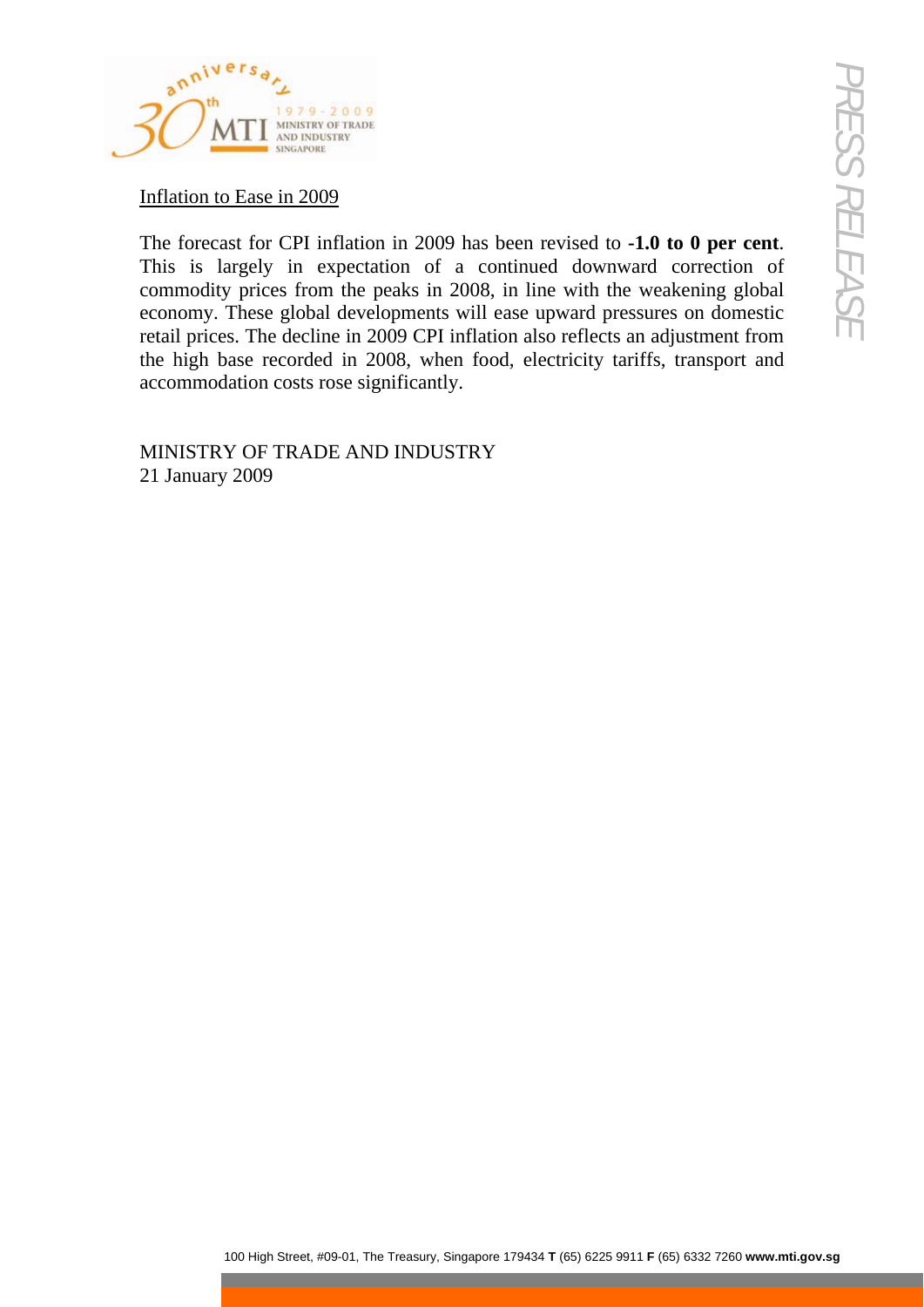Inflation to Ease in 2009

The forecast for CPI inflation in 2009 has been revised to **-1.0 to 0 per cent**. This is largely in expectation of a continued downward correction of commodity prices from the peaks in 2008, in line with the weakening global economy. These global developments will ease upward pressures on domestic retail prices. The decline in 2009 CPI inflation also reflects an adjustment from the high base recorded in 2008, when food, electricity tariffs, transport and accommodation costs rose significantly.

MINISTRY OF TRADE AND INDUSTRY
21 January 2009

100 High Street, #09-01, The Treasury, Singapore 179434 **T** (65) 6225 9911 **F** (65) 6332 7260 **www.mti.gov.sg**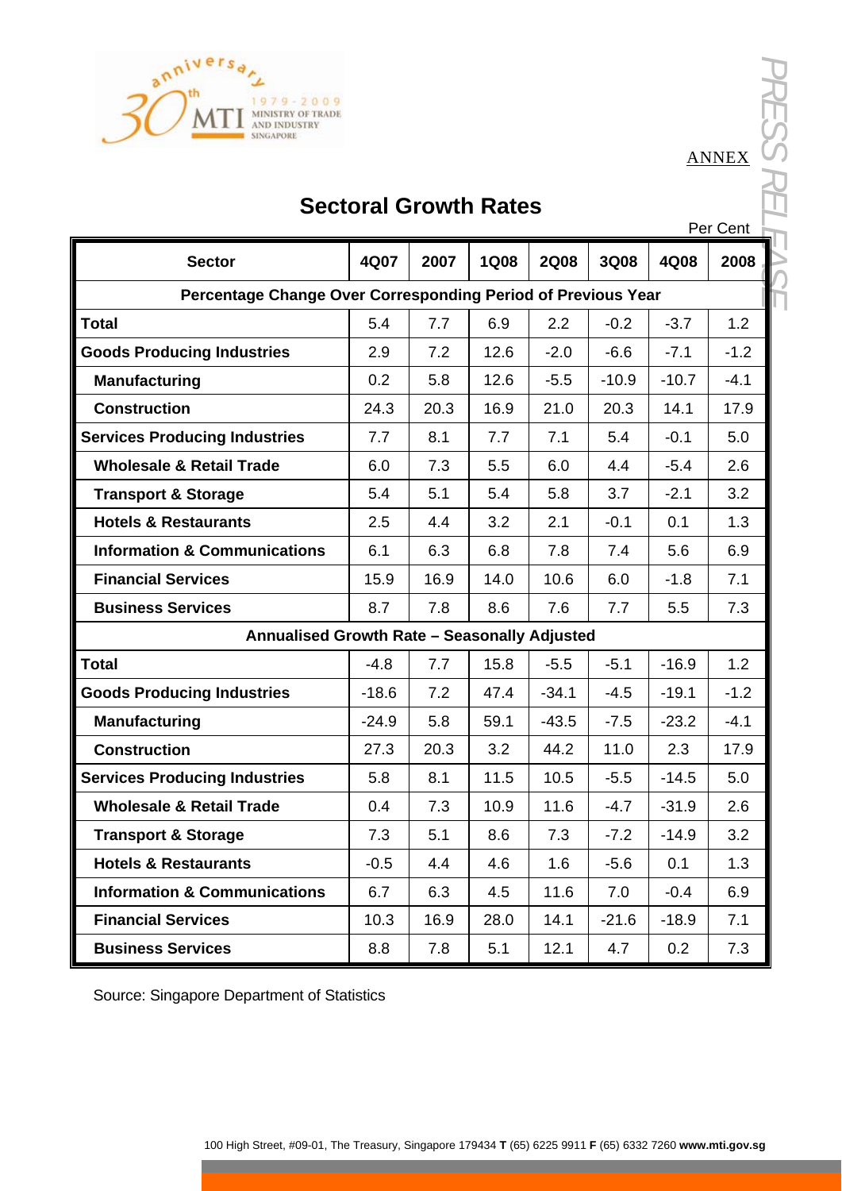ANNEX

# Sectoral Growth Rates

Per Cent

| Sector | 4Q07 | 2007 | 1Q08 | 2Q08 | 3Q08 | 4Q08 | 2008 |
|---|---|---|---|---|---|---|---|
| **Percentage Change Over Corresponding Period of Previous Year** | | | | | | | |
| **Total** | 5.4 | 7.7 | 6.9 | 2.2 | -0.2 | -3.7 | 1.2 |
| **Goods Producing Industries** | 2.9 | 7.2 | 12.6 | -2.0 | -6.6 | -7.1 | -1.2 |
| **Manufacturing** | 0.2 | 5.8 | 12.6 | -5.5 | -10.9 | -10.7 | -4.1 |
| **Construction** | 24.3 | 20.3 | 16.9 | 21.0 | 20.3 | 14.1 | 17.9 |
| **Services Producing Industries** | 7.7 | 8.1 | 7.7 | 7.1 | 5.4 | -0.1 | 5.0 |
| **Wholesale & Retail Trade** | 6.0 | 7.3 | 5.5 | 6.0 | 4.4 | -5.4 | 2.6 |
| **Transport & Storage** | 5.4 | 5.1 | 5.4 | 5.8 | 3.7 | -2.1 | 3.2 |
| **Hotels & Restaurants** | 2.5 | 4.4 | 3.2 | 2.1 | -0.1 | 0.1 | 1.3 |
| **Information & Communications** | 6.1 | 6.3 | 6.8 | 7.8 | 7.4 | 5.6 | 6.9 |
| **Financial Services** | 15.9 | 16.9 | 14.0 | 10.6 | 6.0 | -1.8 | 7.1 |
| **Business Services** | 8.7 | 7.8 | 8.6 | 7.6 | 7.7 | 5.5 | 7.3 |
| **Annualised Growth Rate – Seasonally Adjusted** | | | | | | | |
| **Total** | -4.8 | 7.7 | 15.8 | -5.5 | -5.1 | -16.9 | 1.2 |
| **Goods Producing Industries** | -18.6 | 7.2 | 47.4 | -34.1 | -4.5 | -19.1 | -1.2 |
| **Manufacturing** | -24.9 | 5.8 | 59.1 | -43.5 | -7.5 | -23.2 | -4.1 |
| **Construction** | 27.3 | 20.3 | 3.2 | 44.2 | 11.0 | 2.3 | 17.9 |
| **Services Producing Industries** | 5.8 | 8.1 | 11.5 | 10.5 | -5.5 | -14.5 | 5.0 |
| **Wholesale & Retail Trade** | 0.4 | 7.3 | 10.9 | 11.6 | -4.7 | -31.9 | 2.6 |
| **Transport & Storage** | 7.3 | 5.1 | 8.6 | 7.3 | -7.2 | -14.9 | 3.2 |
| **Hotels & Restaurants** | -0.5 | 4.4 | 4.6 | 1.6 | -5.6 | 0.1 | 1.3 |
| **Information & Communications** | 6.7 | 6.3 | 4.5 | 11.6 | 7.0 | -0.4 | 6.9 |
| **Financial Services** | 10.3 | 16.9 | 28.0 | 14.1 | -21.6 | -18.9 | 7.1 |
| **Business Services** | 8.8 | 7.8 | 5.1 | 12.1 | 4.7 | 0.2 | 7.3 |

Source: Singapore Department of Statistics